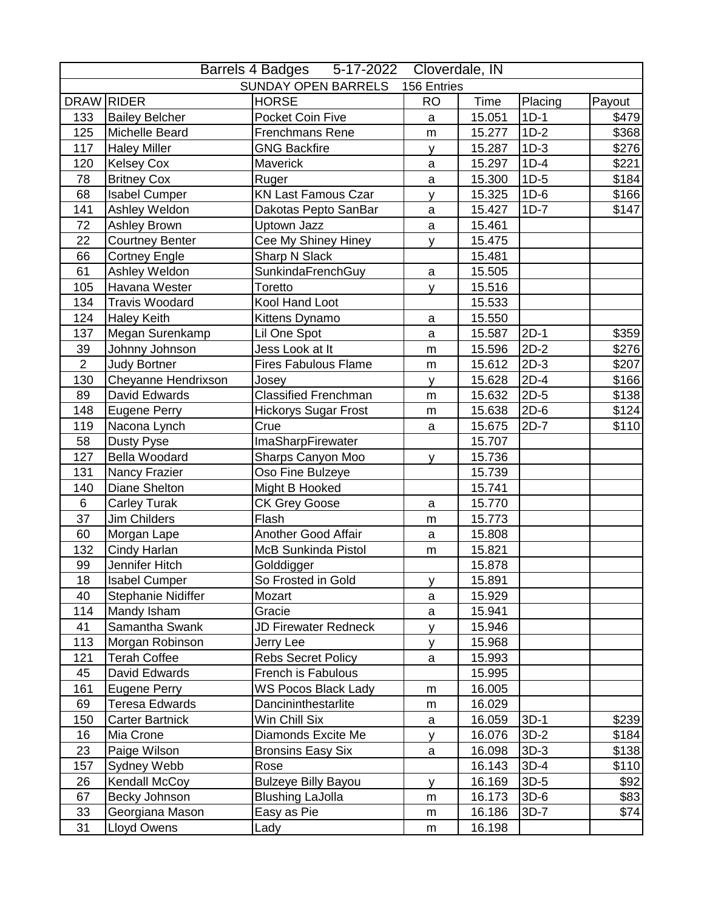| Barrels 4 Badges 5-17-2022 Cloverdale, IN | | | | | | |
|---|---|---|---|---|---|---|
| SUNDAY OPEN BARRELS 156 Entries | | | | | | |
| DRAW | RIDER | HORSE | RO | Time | Placing | Payout |
| 133 | Bailey Belcher | Pocket Coin Five | a | 15.051 | 1D-1 | $479 |
| 125 | Michelle Beard | Frenchmans Rene | m | 15.277 | 1D-2 | $368 |
| 117 | Haley Miller | GNG Backfire | y | 15.287 | 1D-3 | $276 |
| 120 | Kelsey Cox | Maverick | a | 15.297 | 1D-4 | $221 |
| 78 | Britney Cox | Ruger | a | 15.300 | 1D-5 | $184 |
| 68 | Isabel Cumper | KN Last Famous Czar | y | 15.325 | 1D-6 | $166 |
| 141 | Ashley Weldon | Dakotas Pepto SanBar | a | 15.427 | 1D-7 | $147 |
| 72 | Ashley Brown | Uptown Jazz | a | 15.461 | | |
| 22 | Courtney Benter | Cee My Shiney Hiney | y | 15.475 | | |
| 66 | Cortney Engle | Sharp N Slack | | 15.481 | | |
| 61 | Ashley Weldon | SunkindaFrenchGuy | a | 15.505 | | |
| 105 | Havana Wester | Toretto | y | 15.516 | | |
| 134 | Travis Woodard | Kool Hand Loot | | 15.533 | | |
| 124 | Haley Keith | Kittens Dynamo | a | 15.550 | | |
| 137 | Megan Surenkamp | Lil One Spot | a | 15.587 | 2D-1 | $359 |
| 39 | Johnny Johnson | Jess Look at It | m | 15.596 | 2D-2 | $276 |
| 2 | Judy Bortner | Fires Fabulous Flame | m | 15.612 | 2D-3 | $207 |
| 130 | Cheyanne Hendrixson | Josey | y | 15.628 | 2D-4 | $166 |
| 89 | David Edwards | Classified Frenchman | m | 15.632 | 2D-5 | $138 |
| 148 | Eugene Perry | Hickorys Sugar Frost | m | 15.638 | 2D-6 | $124 |
| 119 | Nacona Lynch | Crue | a | 15.675 | 2D-7 | $110 |
| 58 | Dusty Pyse | ImaSharpFirewater | | 15.707 | | |
| 127 | Bella Woodard | Sharps Canyon Moo | y | 15.736 | | |
| 131 | Nancy Frazier | Oso Fine Bulzeye | | 15.739 | | |
| 140 | Diane Shelton | Might B Hooked | | 15.741 | | |
| 6 | Carley Turak | CK Grey Goose | a | 15.770 | | |
| 37 | Jim Childers | Flash | m | 15.773 | | |
| 60 | Morgan Lape | Another Good Affair | a | 15.808 | | |
| 132 | Cindy Harlan | McB Sunkinda Pistol | m | 15.821 | | |
| 99 | Jennifer Hitch | Golddigger | | 15.878 | | |
| 18 | Isabel Cumper | So Frosted in Gold | y | 15.891 | | |
| 40 | Stephanie Nidiffer | Mozart | a | 15.929 | | |
| 114 | Mandy Isham | Gracie | a | 15.941 | | |
| 41 | Samantha Swank | JD Firewater Redneck | y | 15.946 | | |
| 113 | Morgan Robinson | Jerry Lee | y | 15.968 | | |
| 121 | Terah Coffee | Rebs Secret Policy | a | 15.993 | | |
| 45 | David Edwards | French is Fabulous | | 15.995 | | |
| 161 | Eugene Perry | WS Pocos Black Lady | m | 16.005 | | |
| 69 | Teresa Edwards | Dancininthestarlite | m | 16.029 | | |
| 150 | Carter Bartnick | Win Chill Six | a | 16.059 | 3D-1 | $239 |
| 16 | Mia Crone | Diamonds Excite Me | y | 16.076 | 3D-2 | $184 |
| 23 | Paige Wilson | Bronsins Easy Six | a | 16.098 | 3D-3 | $138 |
| 157 | Sydney Webb | Rose | | 16.143 | 3D-4 | $110 |
| 26 | Kendall McCoy | Bulzeye Billy Bayou | y | 16.169 | 3D-5 | $92 |
| 67 | Becky Johnson | Blushing LaJolla | m | 16.173 | 3D-6 | $83 |
| 33 | Georgiana Mason | Easy as Pie | m | 16.186 | 3D-7 | $74 |
| 31 | Lloyd Owens | Lady | m | 16.198 | | |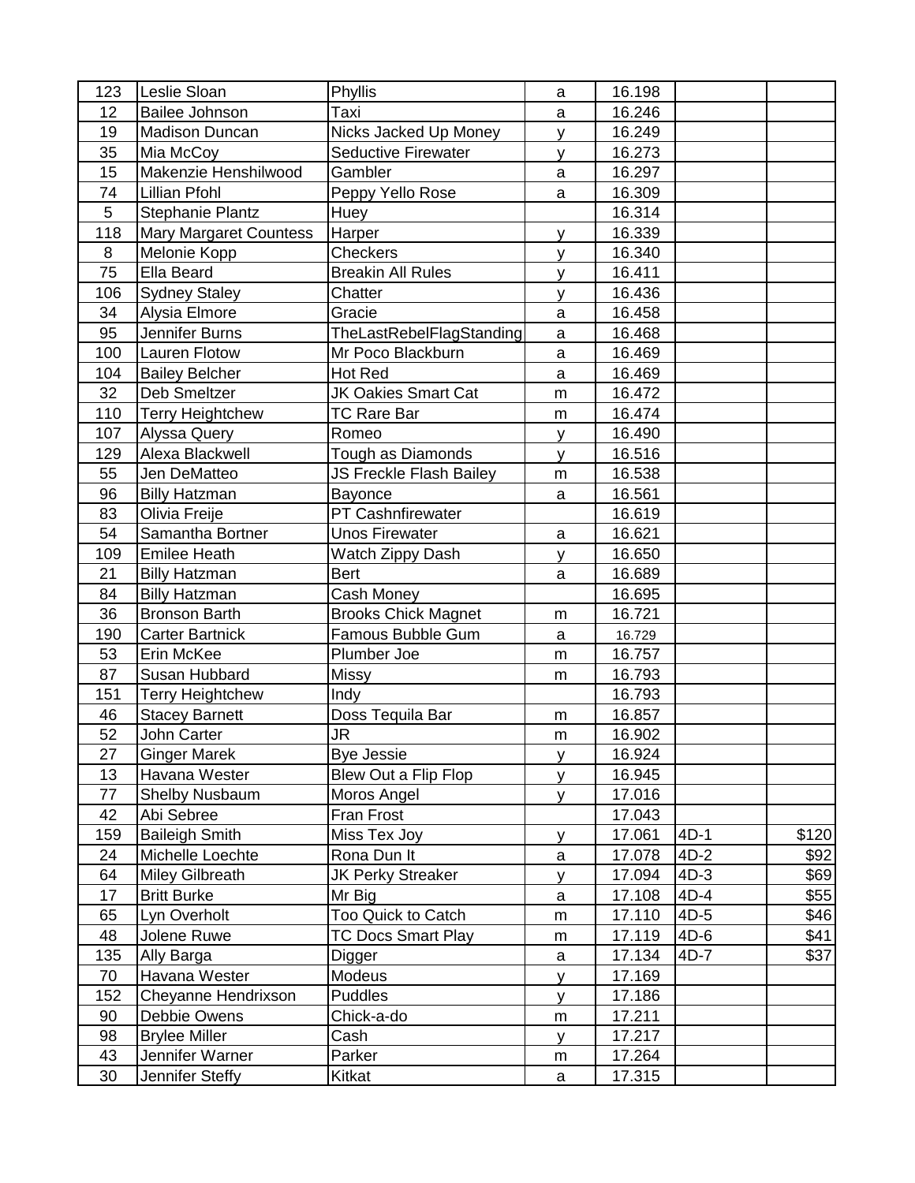| | | | | | | |
|---|---|---|---|---|---|---|
| 123 | Leslie Sloan | Phyllis | a | 16.198 | | |
| 12 | Bailee Johnson | Taxi | a | 16.246 | | |
| 19 | Madison Duncan | Nicks Jacked Up Money | y | 16.249 | | |
| 35 | Mia McCoy | Seductive Firewater | y | 16.273 | | |
| 15 | Makenzie Henshilwood | Gambler | a | 16.297 | | |
| 74 | Lillian Pfohl | Peppy Yello Rose | a | 16.309 | | |
| 5 | Stephanie Plantz | Huey | | 16.314 | | |
| 118 | Mary Margaret Countess | Harper | y | 16.339 | | |
| 8 | Melonie Kopp | Checkers | y | 16.340 | | |
| 75 | Ella Beard | Breakin All Rules | y | 16.411 | | |
| 106 | Sydney Staley | Chatter | y | 16.436 | | |
| 34 | Alysia Elmore | Gracie | a | 16.458 | | |
| 95 | Jennifer Burns | TheLastRebelFlagStanding | a | 16.468 | | |
| 100 | Lauren Flotow | Mr Poco Blackburn | a | 16.469 | | |
| 104 | Bailey Belcher | Hot Red | a | 16.469 | | |
| 32 | Deb Smeltzer | JK Oakies Smart Cat | m | 16.472 | | |
| 110 | Terry Heightchew | TC Rare Bar | m | 16.474 | | |
| 107 | Alyssa Query | Romeo | y | 16.490 | | |
| 129 | Alexa Blackwell | Tough as Diamonds | y | 16.516 | | |
| 55 | Jen DeMatteo | JS Freckle Flash Bailey | m | 16.538 | | |
| 96 | Billy Hatzman | Bayonce | a | 16.561 | | |
| 83 | Olivia Freije | PT Cashnfirewater | | 16.619 | | |
| 54 | Samantha Bortner | Unos Firewater | a | 16.621 | | |
| 109 | Emilee Heath | Watch Zippy Dash | y | 16.650 | | |
| 21 | Billy Hatzman | Bert | a | 16.689 | | |
| 84 | Billy Hatzman | Cash Money | | 16.695 | | |
| 36 | Bronson Barth | Brooks Chick Magnet | m | 16.721 | | |
| 190 | Carter Bartnick | Famous Bubble Gum | a | 16.729 | | |
| 53 | Erin McKee | Plumber Joe | m | 16.757 | | |
| 87 | Susan Hubbard | Missy | m | 16.793 | | |
| 151 | Terry Heightchew | Indy | | 16.793 | | |
| 46 | Stacey Barnett | Doss Tequila Bar | m | 16.857 | | |
| 52 | John Carter | JR | m | 16.902 | | |
| 27 | Ginger Marek | Bye Jessie | y | 16.924 | | |
| 13 | Havana Wester | Blew Out a Flip Flop | y | 16.945 | | |
| 77 | Shelby Nusbaum | Moros Angel | y | 17.016 | | |
| 42 | Abi Sebree | Fran Frost | | 17.043 | | |
| 159 | Baileigh Smith | Miss Tex Joy | y | 17.061 | 4D-1 | $120 |
| 24 | Michelle Loechte | Rona Dun It | a | 17.078 | 4D-2 | $92 |
| 64 | Miley Gilbreath | JK Perky Streaker | y | 17.094 | 4D-3 | $69 |
| 17 | Britt Burke | Mr Big | a | 17.108 | 4D-4 | $55 |
| 65 | Lyn Overholt | Too Quick to Catch | m | 17.110 | 4D-5 | $46 |
| 48 | Jolene Ruwe | TC Docs Smart Play | m | 17.119 | 4D-6 | $41 |
| 135 | Ally Barga | Digger | a | 17.134 | 4D-7 | $37 |
| 70 | Havana Wester | Modeus | y | 17.169 | | |
| 152 | Cheyanne Hendrixson | Puddles | y | 17.186 | | |
| 90 | Debbie Owens | Chick-a-do | m | 17.211 | | |
| 98 | Brylee Miller | Cash | y | 17.217 | | |
| 43 | Jennifer Warner | Parker | m | 17.264 | | |
| 30 | Jennifer Steffy | Kitkat | a | 17.315 | | |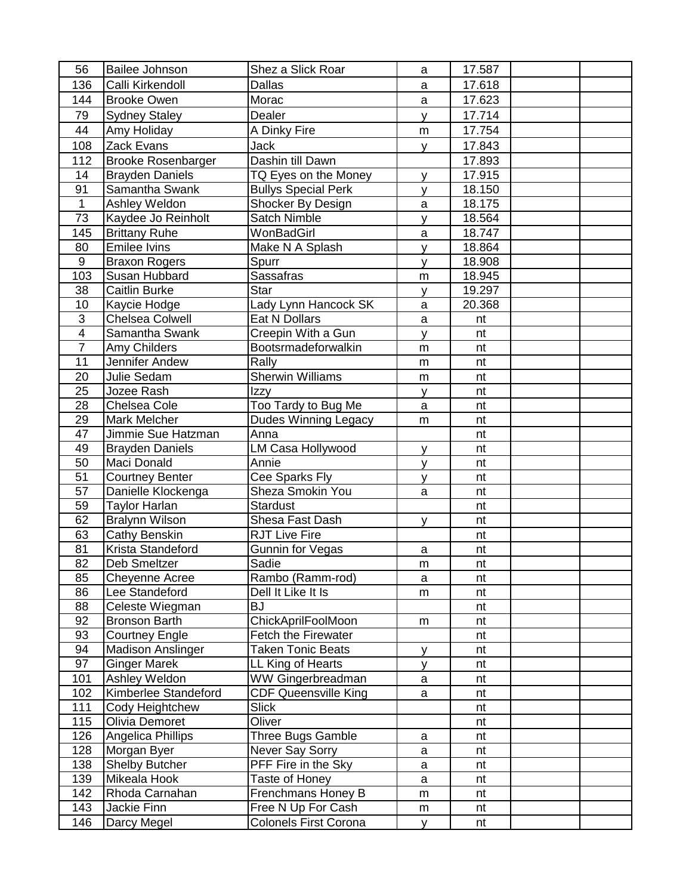| | | | | | | |
|---|---|---|---|---|---|---|
| 56 | Bailee Johnson | Shez a Slick Roar | a | 17.587 | | |
| 136 | Calli Kirkendoll | Dallas | a | 17.618 | | |
| 144 | Brooke Owen | Morac | a | 17.623 | | |
| 79 | Sydney Staley | Dealer | y | 17.714 | | |
| 44 | Amy Holiday | A Dinky Fire | m | 17.754 | | |
| 108 | Zack Evans | Jack | y | 17.843 | | |
| 112 | Brooke Rosenbarger | Dashin till Dawn | | 17.893 | | |
| 14 | Brayden Daniels | TQ Eyes on the Money | y | 17.915 | | |
| 91 | Samantha Swank | Bullys Special Perk | y | 18.150 | | |
| 1 | Ashley Weldon | Shocker By Design | a | 18.175 | | |
| 73 | Kaydee Jo Reinholt | Satch Nimble | y | 18.564 | | |
| 145 | Brittany Ruhe | WonBadGirl | a | 18.747 | | |
| 80 | Emilee Ivins | Make N A Splash | y | 18.864 | | |
| 9 | Braxon Rogers | Spurr | y | 18.908 | | |
| 103 | Susan Hubbard | Sassafras | m | 18.945 | | |
| 38 | Caitlin Burke | Star | y | 19.297 | | |
| 10 | Kaycie Hodge | Lady Lynn Hancock SK | a | 20.368 | | |
| 3 | Chelsea Colwell | Eat N Dollars | a | nt | | |
| 4 | Samantha Swank | Creepin With a Gun | y | nt | | |
| 7 | Amy Childers | Bootsrmadeforwalkin | m | nt | | |
| 11 | Jennifer Andew | Rally | m | nt | | |
| 20 | Julie Sedam | Sherwin Williams | m | nt | | |
| 25 | Jozee Rash | Izzy | y | nt | | |
| 28 | Chelsea Cole | Too Tardy to Bug Me | a | nt | | |
| 29 | Mark Melcher | Dudes Winning Legacy | m | nt | | |
| 47 | Jimmie Sue Hatzman | Anna | | nt | | |
| 49 | Brayden Daniels | LM Casa Hollywood | y | nt | | |
| 50 | Maci Donald | Annie | y | nt | | |
| 51 | Courtney Benter | Cee Sparks Fly | y | nt | | |
| 57 | Danielle Klockenga | Sheza Smokin You | a | nt | | |
| 59 | Taylor Harlan | Stardust | | nt | | |
| 62 | Bralynn Wilson | Shesa Fast Dash | y | nt | | |
| 63 | Cathy Benskin | RJT Live Fire | | nt | | |
| 81 | Krista Standeford | Gunnin for Vegas | a | nt | | |
| 82 | Deb Smeltzer | Sadie | m | nt | | |
| 85 | Cheyenne Acree | Rambo (Ramm-rod) | a | nt | | |
| 86 | Lee Standeford | Dell It Like It Is | m | nt | | |
| 88 | Celeste Wiegman | BJ | | nt | | |
| 92 | Bronson Barth | ChickAprilFoolMoon | m | nt | | |
| 93 | Courtney Engle | Fetch the Firewater | | nt | | |
| 94 | Madison Anslinger | Taken Tonic Beats | y | nt | | |
| 97 | Ginger Marek | LL King of Hearts | y | nt | | |
| 101 | Ashley Weldon | WW Gingerbreadman | a | nt | | |
| 102 | Kimberlee Standeford | CDF Queensville King | a | nt | | |
| 111 | Cody Heightchew | Slick | | nt | | |
| 115 | Olivia Demoret | Oliver | | nt | | |
| 126 | Angelica Phillips | Three Bugs Gamble | a | nt | | |
| 128 | Morgan Byer | Never Say Sorry | a | nt | | |
| 138 | Shelby Butcher | PFF Fire in the Sky | a | nt | | |
| 139 | Mikeala Hook | Taste of Honey | a | nt | | |
| 142 | Rhoda Carnahan | Frenchmans Honey B | m | nt | | |
| 143 | Jackie Finn | Free N Up For Cash | m | nt | | |
| 146 | Darcy Megel | Colonels First Corona | y | nt | | |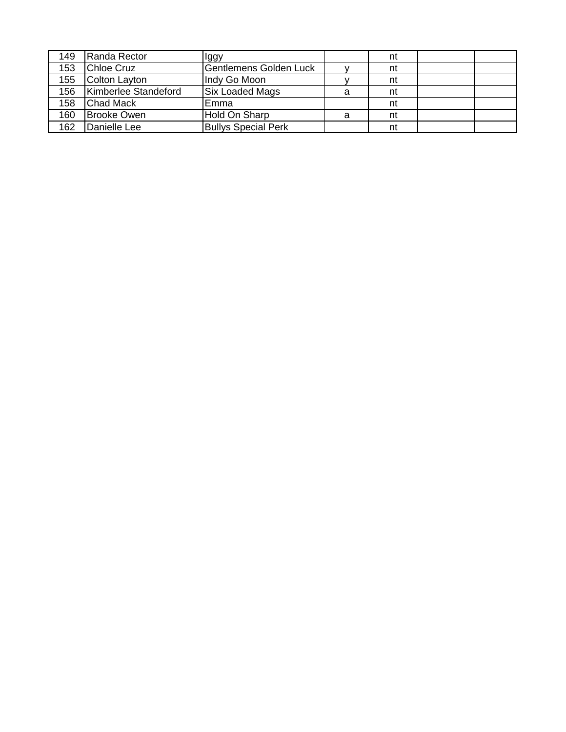|  |  |  |  |  |  |  |
| --- | --- | --- | --- | --- | --- | --- |
| 149 | Randa Rector | Iggy |  | nt |  |  |
| 153 | Chloe Cruz | Gentlemens Golden Luck | y | nt |  |  |
| 155 | Colton Layton | Indy Go Moon | y | nt |  |  |
| 156 | Kimberlee Standeford | Six Loaded Mags | a | nt |  |  |
| 158 | Chad Mack | Emma |  | nt |  |  |
| 160 | Brooke Owen | Hold On Sharp | a | nt |  |  |
| 162 | Danielle Lee | Bullys Special Perk |  | nt |  |  |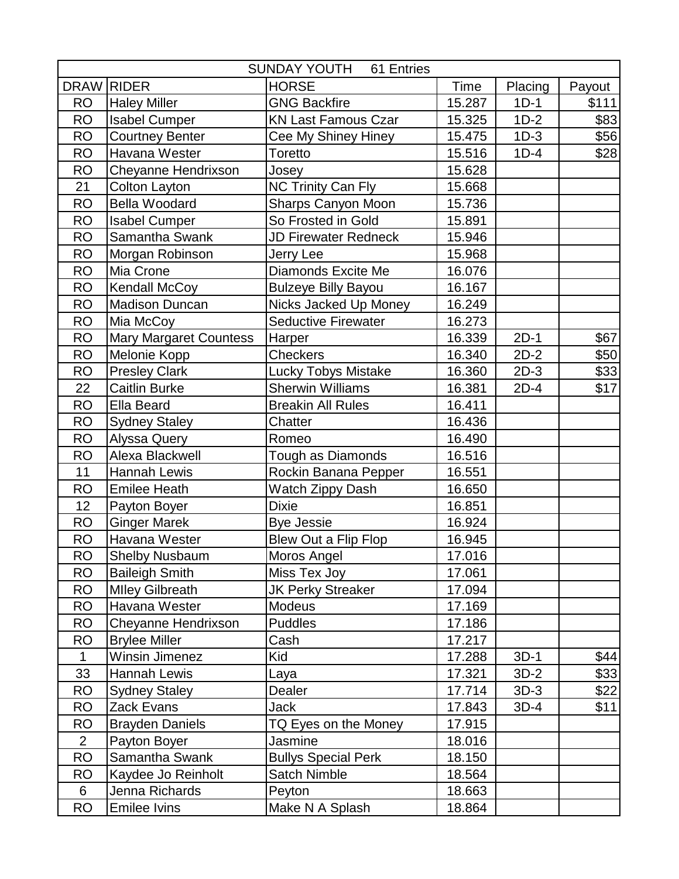| SUNDAY YOUTH 61 Entries | | | | | |
|---|---|---|---|---|---|
| DRAW | RIDER | HORSE | Time | Placing | Payout |
| RO | Haley Miller | GNG Backfire | 15.287 | 1D-1 | $111 |
| RO | Isabel Cumper | KN Last Famous Czar | 15.325 | 1D-2 | $83 |
| RO | Courtney Benter | Cee My Shiney Hiney | 15.475 | 1D-3 | $56 |
| RO | Havana Wester | Toretto | 15.516 | 1D-4 | $28 |
| RO | Cheyanne Hendrixson | Josey | 15.628 | | |
| 21 | Colton Layton | NC Trinity Can Fly | 15.668 | | |
| RO | Bella Woodard | Sharps Canyon Moon | 15.736 | | |
| RO | Isabel Cumper | So Frosted in Gold | 15.891 | | |
| RO | Samantha Swank | JD Firewater Redneck | 15.946 | | |
| RO | Morgan Robinson | Jerry Lee | 15.968 | | |
| RO | Mia Crone | Diamonds Excite Me | 16.076 | | |
| RO | Kendall McCoy | Bulzeye Billy Bayou | 16.167 | | |
| RO | Madison Duncan | Nicks Jacked Up Money | 16.249 | | |
| RO | Mia McCoy | Seductive Firewater | 16.273 | | |
| RO | Mary Margaret Countess | Harper | 16.339 | 2D-1 | $67 |
| RO | Melonie Kopp | Checkers | 16.340 | 2D-2 | $50 |
| RO | Presley Clark | Lucky Tobys Mistake | 16.360 | 2D-3 | $33 |
| 22 | Caitlin Burke | Sherwin Williams | 16.381 | 2D-4 | $17 |
| RO | Ella Beard | Breakin All Rules | 16.411 | | |
| RO | Sydney Staley | Chatter | 16.436 | | |
| RO | Alyssa Query | Romeo | 16.490 | | |
| RO | Alexa Blackwell | Tough as Diamonds | 16.516 | | |
| 11 | Hannah Lewis | Rockin Banana Pepper | 16.551 | | |
| RO | Emilee Heath | Watch Zippy Dash | 16.650 | | |
| 12 | Payton Boyer | Dixie | 16.851 | | |
| RO | Ginger Marek | Bye Jessie | 16.924 | | |
| RO | Havana Wester | Blew Out a Flip Flop | 16.945 | | |
| RO | Shelby Nusbaum | Moros Angel | 17.016 | | |
| RO | Baileigh Smith | Miss Tex Joy | 17.061 | | |
| RO | MIley Gilbreath | JK Perky Streaker | 17.094 | | |
| RO | Havana Wester | Modeus | 17.169 | | |
| RO | Cheyanne Hendrixson | Puddles | 17.186 | | |
| RO | Brylee Miller | Cash | 17.217 | | |
| 1 | Winsin Jimenez | Kid | 17.288 | 3D-1 | $44 |
| 33 | Hannah Lewis | Laya | 17.321 | 3D-2 | $33 |
| RO | Sydney Staley | Dealer | 17.714 | 3D-3 | $22 |
| RO | Zack Evans | Jack | 17.843 | 3D-4 | $11 |
| RO | Brayden Daniels | TQ Eyes on the Money | 17.915 | | |
| 2 | Payton Boyer | Jasmine | 18.016 | | |
| RO | Samantha Swank | Bullys Special Perk | 18.150 | | |
| RO | Kaydee Jo Reinholt | Satch Nimble | 18.564 | | |
| 6 | Jenna Richards | Peyton | 18.663 | | |
| RO | Emilee Ivins | Make N A Splash | 18.864 | | |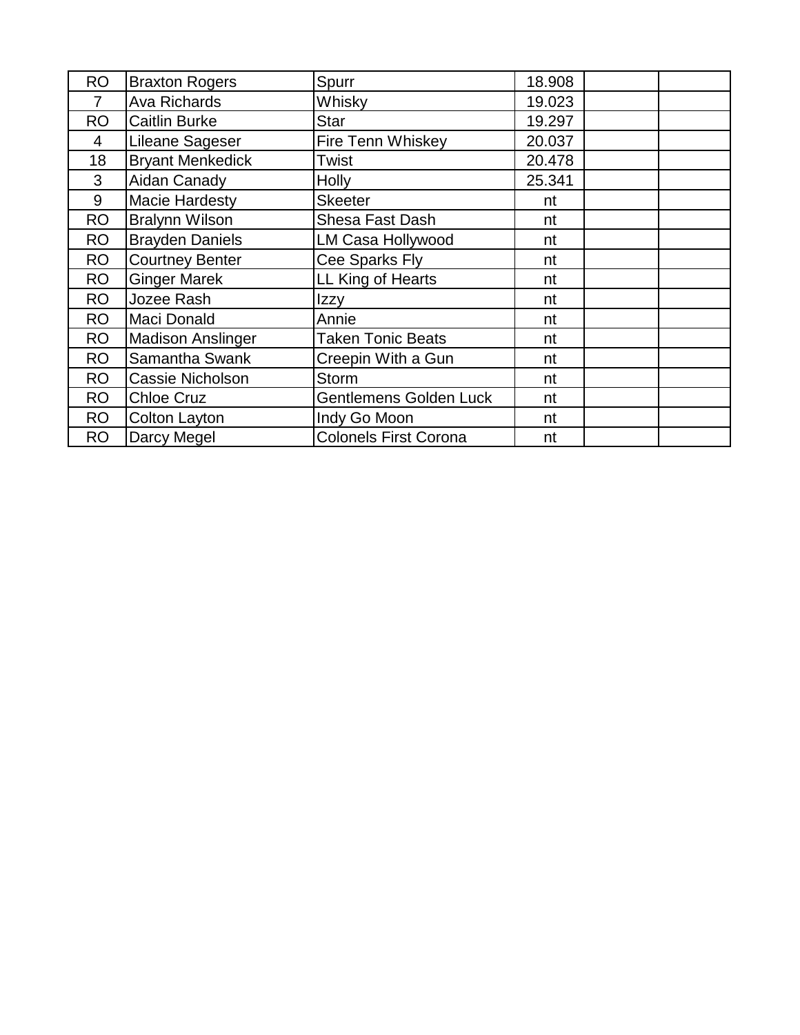| | | | | | |
|---|---|---|---|---|---|
| RO | Braxton Rogers | Spurr | 18.908 | | |
| 7 | Ava Richards | Whisky | 19.023 | | |
| RO | Caitlin Burke | Star | 19.297 | | |
| 4 | Lileane Sageser | Fire Tenn Whiskey | 20.037 | | |
| 18 | Bryant Menkedick | Twist | 20.478 | | |
| 3 | Aidan Canady | Holly | 25.341 | | |
| 9 | Macie Hardesty | Skeeter | nt | | |
| RO | Bralynn Wilson | Shesa Fast Dash | nt | | |
| RO | Brayden Daniels | LM Casa Hollywood | nt | | |
| RO | Courtney Benter | Cee Sparks Fly | nt | | |
| RO | Ginger Marek | LL King of Hearts | nt | | |
| RO | Jozee Rash | Izzy | nt | | |
| RO | Maci Donald | Annie | nt | | |
| RO | Madison Anslinger | Taken Tonic Beats | nt | | |
| RO | Samantha Swank | Creepin With a Gun | nt | | |
| RO | Cassie Nicholson | Storm | nt | | |
| RO | Chloe Cruz | Gentlemens Golden Luck | nt | | |
| RO | Colton Layton | Indy Go Moon | nt | | |
| RO | Darcy Megel | Colonels First Corona | nt | | |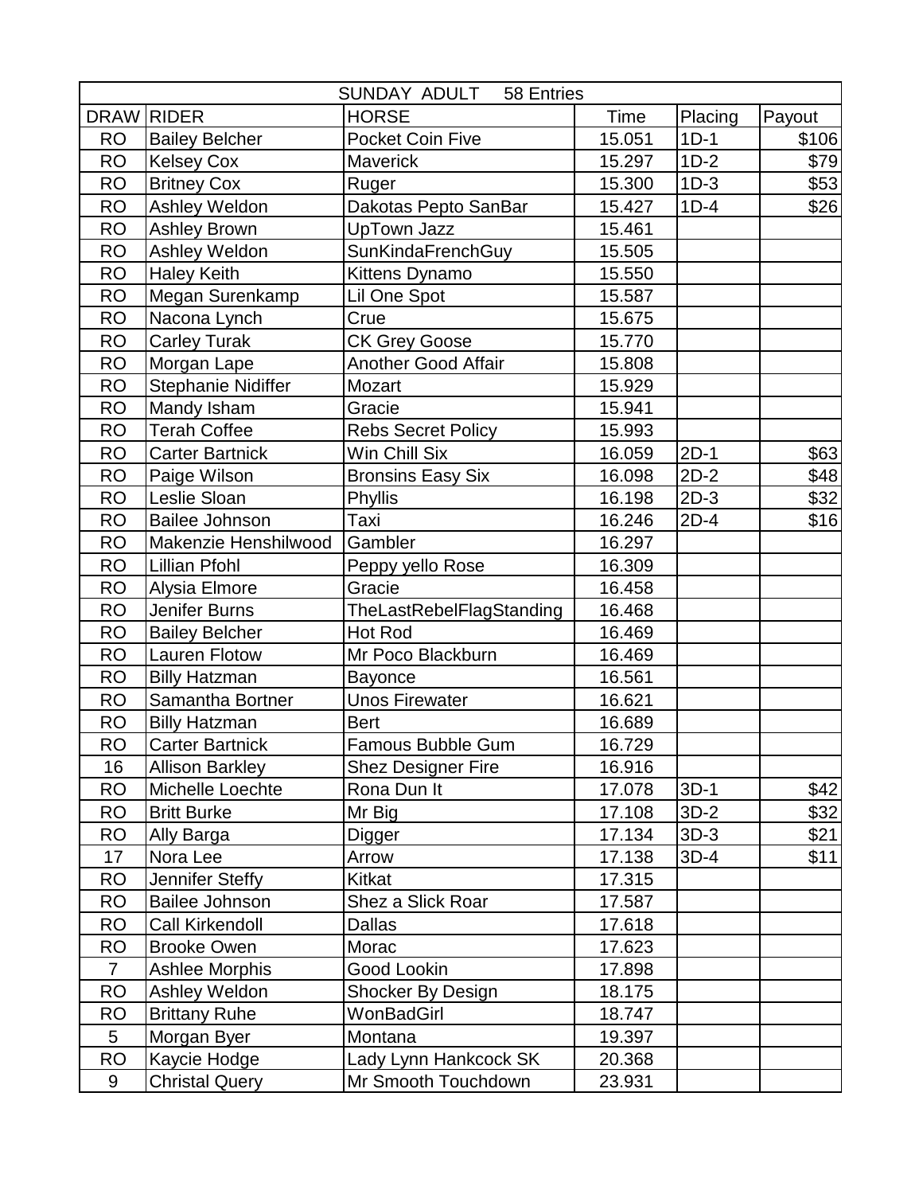| SUNDAY ADULT 58 Entries | | | | | |
|---|---|---|---|---|---|
| DRAW | RIDER | HORSE | Time | Placing | Payout |
| RO | Bailey Belcher | Pocket Coin Five | 15.051 | 1D-1 | $106 |
| RO | Kelsey Cox | Maverick | 15.297 | 1D-2 | $79 |
| RO | Britney Cox | Ruger | 15.300 | 1D-3 | $53 |
| RO | Ashley Weldon | Dakotas Pepto SanBar | 15.427 | 1D-4 | $26 |
| RO | Ashley Brown | UpTown Jazz | 15.461 | | |
| RO | Ashley Weldon | SunKindaFrenchGuy | 15.505 | | |
| RO | Haley Keith | Kittens Dynamo | 15.550 | | |
| RO | Megan Surenkamp | Lil One Spot | 15.587 | | |
| RO | Nacona Lynch | Crue | 15.675 | | |
| RO | Carley Turak | CK Grey Goose | 15.770 | | |
| RO | Morgan Lape | Another Good Affair | 15.808 | | |
| RO | Stephanie Nidiffer | Mozart | 15.929 | | |
| RO | Mandy Isham | Gracie | 15.941 | | |
| RO | Terah Coffee | Rebs Secret Policy | 15.993 | | |
| RO | Carter Bartnick | Win Chill Six | 16.059 | 2D-1 | $63 |
| RO | Paige Wilson | Bronsins Easy Six | 16.098 | 2D-2 | $48 |
| RO | Leslie Sloan | Phyllis | 16.198 | 2D-3 | $32 |
| RO | Bailee Johnson | Taxi | 16.246 | 2D-4 | $16 |
| RO | Makenzie Henshilwood | Gambler | 16.297 | | |
| RO | Lillian Pfohl | Peppy yello Rose | 16.309 | | |
| RO | Alysia Elmore | Gracie | 16.458 | | |
| RO | Jenifer Burns | TheLastRebelFlagStanding | 16.468 | | |
| RO | Bailey Belcher | Hot Rod | 16.469 | | |
| RO | Lauren Flotow | Mr Poco Blackburn | 16.469 | | |
| RO | Billy Hatzman | Bayonce | 16.561 | | |
| RO | Samantha Bortner | Unos Firewater | 16.621 | | |
| RO | Billy Hatzman | Bert | 16.689 | | |
| RO | Carter Bartnick | Famous Bubble Gum | 16.729 | | |
| 16 | Allison Barkley | Shez Designer Fire | 16.916 | | |
| RO | Michelle Loechte | Rona Dun It | 17.078 | 3D-1 | $42 |
| RO | Britt Burke | Mr Big | 17.108 | 3D-2 | $32 |
| RO | Ally Barga | Digger | 17.134 | 3D-3 | $21 |
| 17 | Nora Lee | Arrow | 17.138 | 3D-4 | $11 |
| RO | Jennifer Steffy | Kitkat | 17.315 | | |
| RO | Bailee Johnson | Shez a Slick Roar | 17.587 | | |
| RO | Call Kirkendoll | Dallas | 17.618 | | |
| RO | Brooke Owen | Morac | 17.623 | | |
| 7 | Ashlee Morphis | Good Lookin | 17.898 | | |
| RO | Ashley Weldon | Shocker By Design | 18.175 | | |
| RO | Brittany Ruhe | WonBadGirl | 18.747 | | |
| 5 | Morgan Byer | Montana | 19.397 | | |
| RO | Kaycie Hodge | Lady Lynn Hankcock SK | 20.368 | | |
| 9 | Christal Query | Mr Smooth Touchdown | 23.931 | | |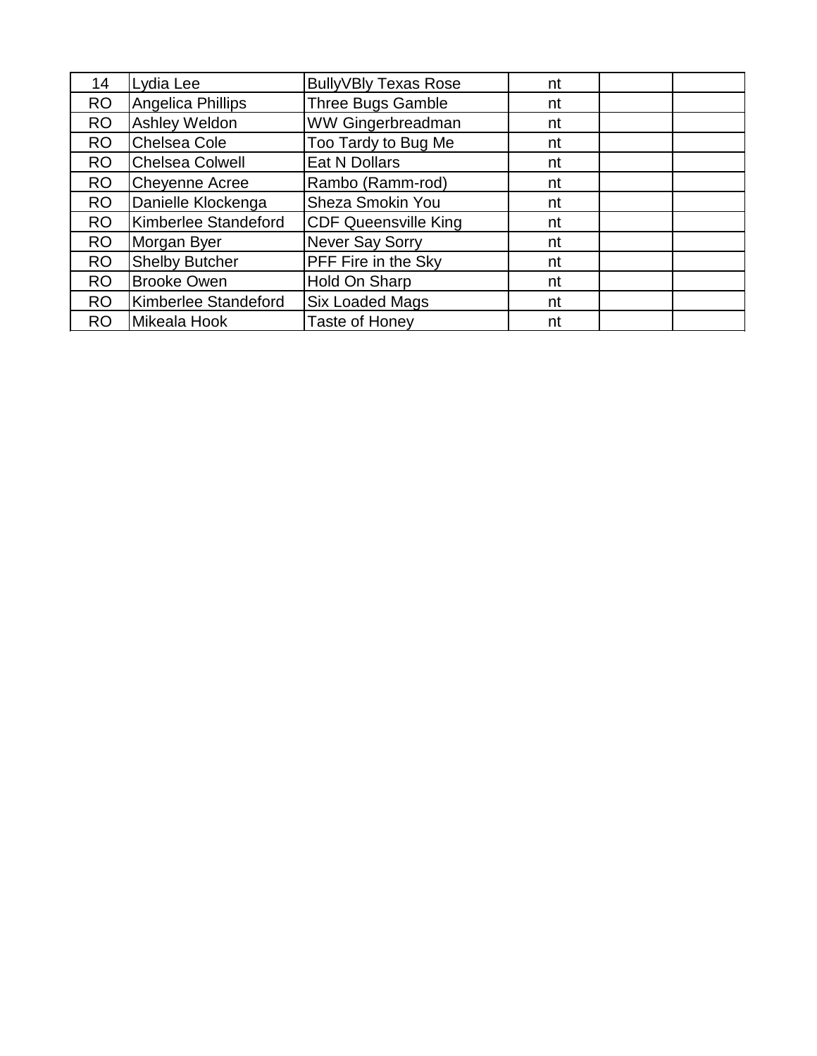| | | | | | |
|---|---|---|---|---|---|
| 14 | Lydia Lee | BullyVBly Texas Rose | nt | | |
| RO | Angelica Phillips | Three Bugs Gamble | nt | | |
| RO | Ashley Weldon | WW Gingerbreadman | nt | | |
| RO | Chelsea Cole | Too Tardy to Bug Me | nt | | |
| RO | Chelsea Colwell | Eat N Dollars | nt | | |
| RO | Cheyenne Acree | Rambo (Ramm-rod) | nt | | |
| RO | Danielle Klockenga | Sheza Smokin You | nt | | |
| RO | Kimberlee Standeford | CDF Queensville King | nt | | |
| RO | Morgan Byer | Never Say Sorry | nt | | |
| RO | Shelby Butcher | PFF Fire in the Sky | nt | | |
| RO | Brooke Owen | Hold On Sharp | nt | | |
| RO | Kimberlee Standeford | Six Loaded Mags | nt | | |
| RO | Mikeala Hook | Taste of Honey | nt | | |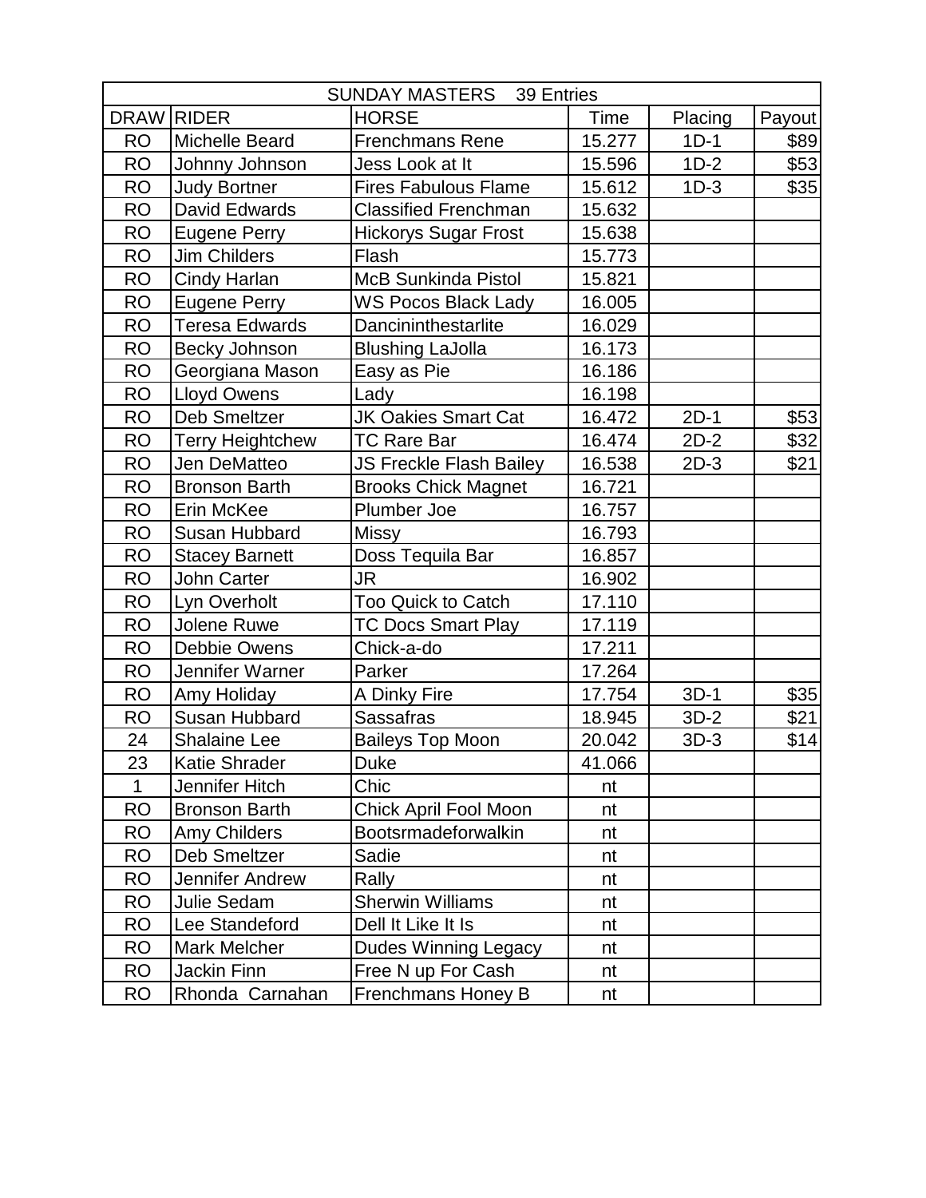| SUNDAY MASTERS 39 Entries | | | | | |
|---|---|---|---|---|---|
| DRAW | RIDER | HORSE | Time | Placing | Payout |
| RO | Michelle Beard | Frenchmans Rene | 15.277 | 1D-1 | $89 |
| RO | Johnny Johnson | Jess Look at It | 15.596 | 1D-2 | $53 |
| RO | Judy Bortner | Fires Fabulous Flame | 15.612 | 1D-3 | $35 |
| RO | David Edwards | Classified Frenchman | 15.632 | | |
| RO | Eugene Perry | Hickorys Sugar Frost | 15.638 | | |
| RO | Jim Childers | Flash | 15.773 | | |
| RO | Cindy Harlan | McB Sunkinda Pistol | 15.821 | | |
| RO | Eugene Perry | WS Pocos Black Lady | 16.005 | | |
| RO | Teresa Edwards | Dancininthestarlite | 16.029 | | |
| RO | Becky Johnson | Blushing LaJolla | 16.173 | | |
| RO | Georgiana Mason | Easy as Pie | 16.186 | | |
| RO | Lloyd Owens | Lady | 16.198 | | |
| RO | Deb Smeltzer | JK Oakies Smart Cat | 16.472 | 2D-1 | $53 |
| RO | Terry Heightchew | TC Rare Bar | 16.474 | 2D-2 | $32 |
| RO | Jen DeMatteo | JS Freckle Flash Bailey | 16.538 | 2D-3 | $21 |
| RO | Bronson Barth | Brooks Chick Magnet | 16.721 | | |
| RO | Erin McKee | Plumber Joe | 16.757 | | |
| RO | Susan Hubbard | Missy | 16.793 | | |
| RO | Stacey Barnett | Doss Tequila Bar | 16.857 | | |
| RO | John Carter | JR | 16.902 | | |
| RO | Lyn Overholt | Too Quick to Catch | 17.110 | | |
| RO | Jolene Ruwe | TC Docs Smart Play | 17.119 | | |
| RO | Debbie Owens | Chick-a-do | 17.211 | | |
| RO | Jennifer Warner | Parker | 17.264 | | |
| RO | Amy Holiday | A Dinky Fire | 17.754 | 3D-1 | $35 |
| RO | Susan Hubbard | Sassafras | 18.945 | 3D-2 | $21 |
| 24 | Shalaine Lee | Baileys Top Moon | 20.042 | 3D-3 | $14 |
| 23 | Katie Shrader | Duke | 41.066 | | |
| 1 | Jennifer Hitch | Chic | nt | | |
| RO | Bronson Barth | Chick April Fool Moon | nt | | |
| RO | Amy Childers | Bootsrmadeforwalkin | nt | | |
| RO | Deb Smeltzer | Sadie | nt | | |
| RO | Jennifer Andrew | Rally | nt | | |
| RO | Julie Sedam | Sherwin Williams | nt | | |
| RO | Lee Standeford | Dell It Like It Is | nt | | |
| RO | Mark Melcher | Dudes Winning Legacy | nt | | |
| RO | Jackin Finn | Free N up For Cash | nt | | |
| RO | Rhonda Carnahan | Frenchmans Honey B | nt | | |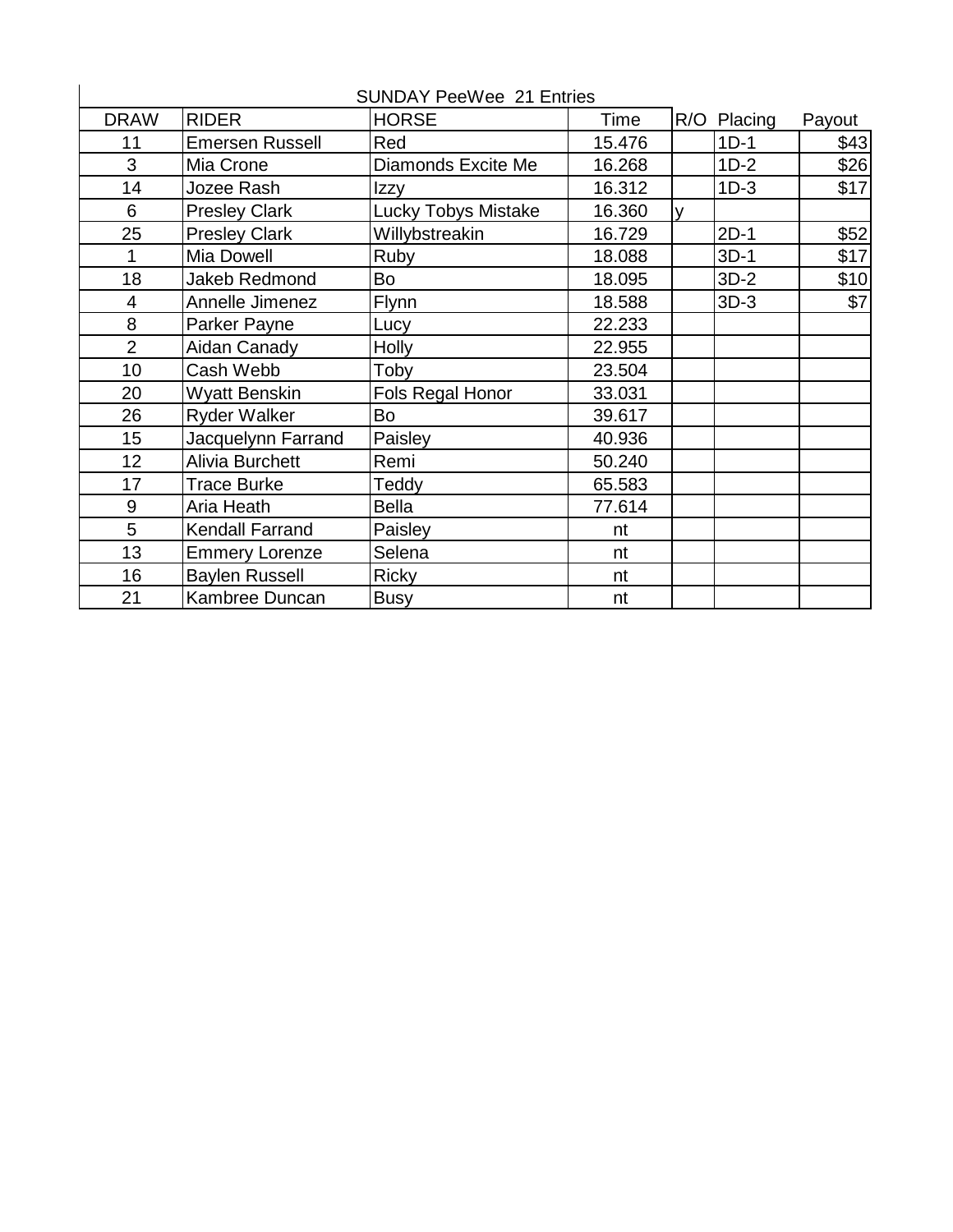| SUNDAY PeeWee 21 Entries | | | | | | |
|---|---|---|---|---|---|---|
| DRAW | RIDER | HORSE | Time | R/O | Placing | Payout |
| 11 | Emersen Russell | Red | 15.476 | | 1D-1 | $43 |
| 3 | Mia Crone | Diamonds Excite Me | 16.268 | | 1D-2 | $26 |
| 14 | Jozee Rash | Izzy | 16.312 | | 1D-3 | $17 |
| 6 | Presley Clark | Lucky Tobys Mistake | 16.360 | y | | |
| 25 | Presley Clark | Willybstreakin | 16.729 | | 2D-1 | $52 |
| 1 | Mia Dowell | Ruby | 18.088 | | 3D-1 | $17 |
| 18 | Jakeb Redmond | Bo | 18.095 | | 3D-2 | $10 |
| 4 | Annelle Jimenez | Flynn | 18.588 | | 3D-3 | $7 |
| 8 | Parker Payne | Lucy | 22.233 | | | |
| 2 | Aidan Canady | Holly | 22.955 | | | |
| 10 | Cash Webb | Toby | 23.504 | | | |
| 20 | Wyatt Benskin | Fols Regal Honor | 33.031 | | | |
| 26 | Ryder Walker | Bo | 39.617 | | | |
| 15 | Jacquelynn Farrand | Paisley | 40.936 | | | |
| 12 | Alivia Burchett | Remi | 50.240 | | | |
| 17 | Trace Burke | Teddy | 65.583 | | | |
| 9 | Aria Heath | Bella | 77.614 | | | |
| 5 | Kendall Farrand | Paisley | nt | | | |
| 13 | Emmery Lorenze | Selena | nt | | | |
| 16 | Baylen Russell | Ricky | nt | | | |
| 21 | Kambree Duncan | Busy | nt | | | |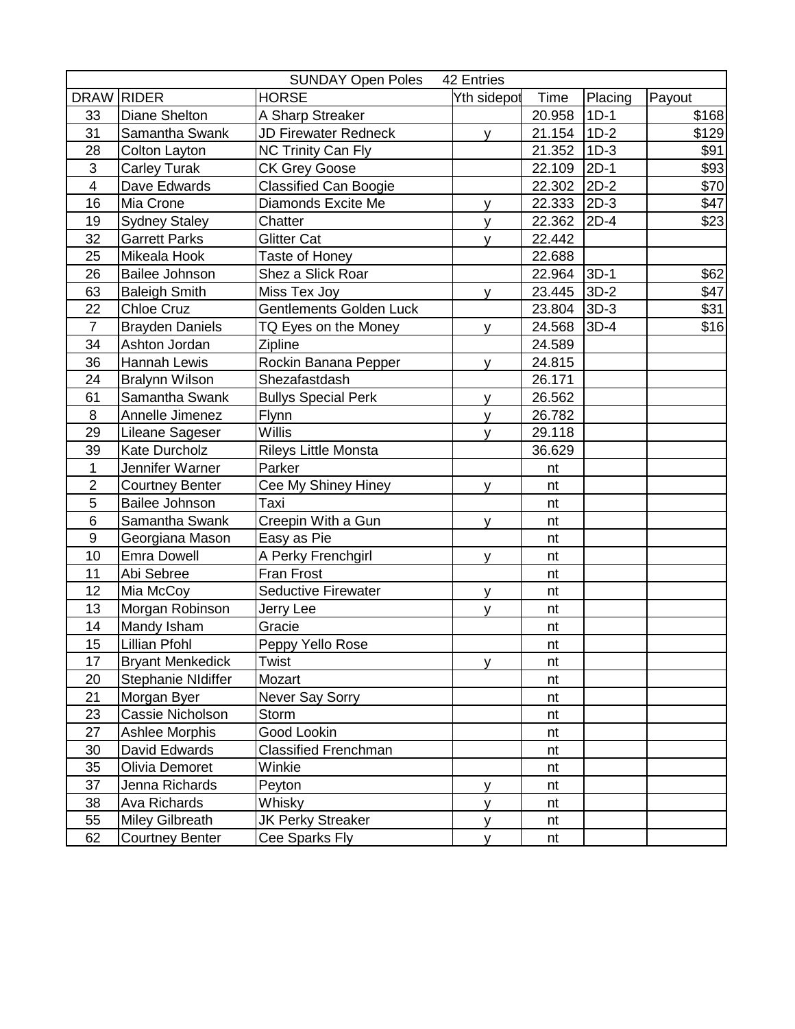| SUNDAY Open Poles 42 Entries | | | | | | |
|---|---|---|---|---|---|---|
| DRAW | RIDER | HORSE | Yth sidepot | Time | Placing | Payout |
| 33 | Diane Shelton | A Sharp Streaker | | 20.958 | 1D-1 | $168 |
| 31 | Samantha Swank | JD Firewater Redneck | y | 21.154 | 1D-2 | $129 |
| 28 | Colton Layton | NC Trinity Can Fly | | 21.352 | 1D-3 | $91 |
| 3 | Carley Turak | CK Grey Goose | | 22.109 | 2D-1 | $93 |
| 4 | Dave Edwards | Classified Can Boogie | | 22.302 | 2D-2 | $70 |
| 16 | Mia Crone | Diamonds Excite Me | y | 22.333 | 2D-3 | $47 |
| 19 | Sydney Staley | Chatter | y | 22.362 | 2D-4 | $23 |
| 32 | Garrett Parks | Glitter Cat | y | 22.442 | | |
| 25 | Mikeala Hook | Taste of Honey | | 22.688 | | |
| 26 | Bailee Johnson | Shez a Slick Roar | | 22.964 | 3D-1 | $62 |
| 63 | Baleigh Smith | Miss Tex Joy | y | 23.445 | 3D-2 | $47 |
| 22 | Chloe Cruz | Gentlements Golden Luck | | 23.804 | 3D-3 | $31 |
| 7 | Brayden Daniels | TQ Eyes on the Money | y | 24.568 | 3D-4 | $16 |
| 34 | Ashton Jordan | Zipline | | 24.589 | | |
| 36 | Hannah Lewis | Rockin Banana Pepper | y | 24.815 | | |
| 24 | Bralynn Wilson | Shezafastdash | | 26.171 | | |
| 61 | Samantha Swank | Bullys Special Perk | y | 26.562 | | |
| 8 | Annelle Jimenez | Flynn | y | 26.782 | | |
| 29 | Lileane Sageser | Willis | y | 29.118 | | |
| 39 | Kate Durcholz | Rileys Little Monsta | | 36.629 | | |
| 1 | Jennifer Warner | Parker | | nt | | |
| 2 | Courtney Benter | Cee My Shiney Hiney | y | nt | | |
| 5 | Bailee Johnson | Taxi | | nt | | |
| 6 | Samantha Swank | Creepin With a Gun | y | nt | | |
| 9 | Georgiana Mason | Easy as Pie | | nt | | |
| 10 | Emra Dowell | A Perky Frenchgirl | y | nt | | |
| 11 | Abi Sebree | Fran Frost | | nt | | |
| 12 | Mia McCoy | Seductive Firewater | y | nt | | |
| 13 | Morgan Robinson | Jerry Lee | y | nt | | |
| 14 | Mandy Isham | Gracie | | nt | | |
| 15 | Lillian Pfohl | Peppy Yello Rose | | nt | | |
| 17 | Bryant Menkedick | Twist | y | nt | | |
| 20 | Stephanie NIdiffer | Mozart | | nt | | |
| 21 | Morgan Byer | Never Say Sorry | | nt | | |
| 23 | Cassie Nicholson | Storm | | nt | | |
| 27 | Ashlee Morphis | Good Lookin | | nt | | |
| 30 | David Edwards | Classified Frenchman | | nt | | |
| 35 | Olivia Demoret | Winkie | | nt | | |
| 37 | Jenna Richards | Peyton | y | nt | | |
| 38 | Ava Richards | Whisky | y | nt | | |
| 55 | Miley Gilbreath | JK Perky Streaker | y | nt | | |
| 62 | Courtney Benter | Cee Sparks Fly | y | nt | | |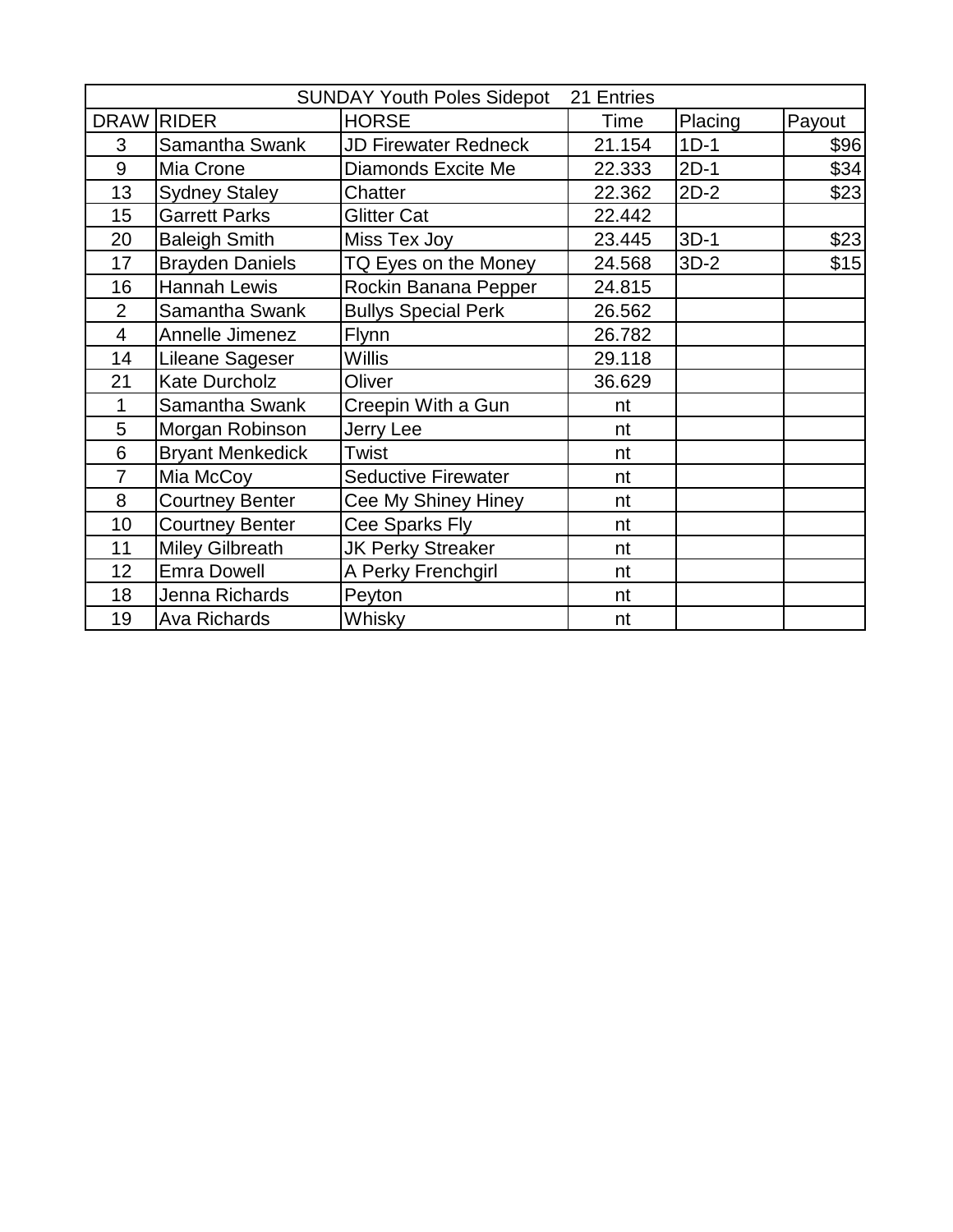| SUNDAY Youth Poles Sidepot 21 Entries | | | | | |
|---|---|---|---|---|---|
| DRAW | RIDER | HORSE | Time | Placing | Payout |
| 3 | Samantha Swank | JD Firewater Redneck | 21.154 | 1D-1 | $96 |
| 9 | Mia Crone | Diamonds Excite Me | 22.333 | 2D-1 | $34 |
| 13 | Sydney Staley | Chatter | 22.362 | 2D-2 | $23 |
| 15 | Garrett Parks | Glitter Cat | 22.442 | | |
| 20 | Baleigh Smith | Miss Tex Joy | 23.445 | 3D-1 | $23 |
| 17 | Brayden Daniels | TQ Eyes on the Money | 24.568 | 3D-2 | $15 |
| 16 | Hannah Lewis | Rockin Banana Pepper | 24.815 | | |
| 2 | Samantha Swank | Bullys Special Perk | 26.562 | | |
| 4 | Annelle Jimenez | Flynn | 26.782 | | |
| 14 | Lileane Sageser | Willis | 29.118 | | |
| 21 | Kate Durcholz | Oliver | 36.629 | | |
| 1 | Samantha Swank | Creepin With a Gun | nt | | |
| 5 | Morgan Robinson | Jerry Lee | nt | | |
| 6 | Bryant Menkedick | Twist | nt | | |
| 7 | Mia McCoy | Seductive Firewater | nt | | |
| 8 | Courtney Benter | Cee My Shiney Hiney | nt | | |
| 10 | Courtney Benter | Cee Sparks Fly | nt | | |
| 11 | Miley Gilbreath | JK Perky Streaker | nt | | |
| 12 | Emra Dowell | A Perky Frenchgirl | nt | | |
| 18 | Jenna Richards | Peyton | nt | | |
| 19 | Ava Richards | Whisky | nt | | |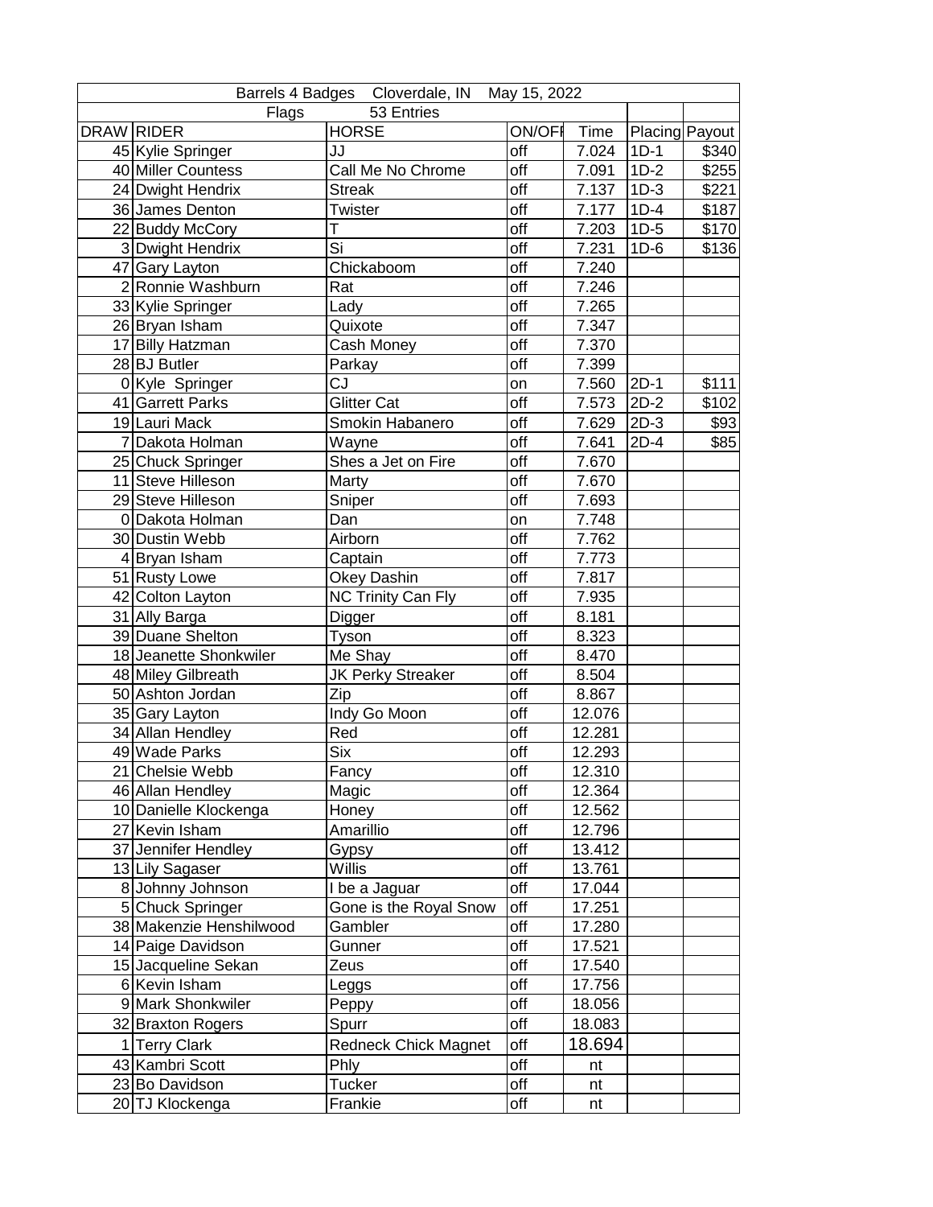| Barrels 4 Badges Cloverdale, IN May 15, 2022 | | | | | | |
|---|---|---|---|---|---|---|
| Flags 53 Entries | | | | | | |
| DRAW | RIDER | HORSE | ON/OFF | Time | Placing | Payout |
| 45 | Kylie Springer | JJ | off | 7.024 | 1D-1 | $340 |
| 40 | Miller Countess | Call Me No Chrome | off | 7.091 | 1D-2 | $255 |
| 24 | Dwight Hendrix | Streak | off | 7.137 | 1D-3 | $221 |
| 36 | James Denton | Twister | off | 7.177 | 1D-4 | $187 |
| 22 | Buddy McCory | T | off | 7.203 | 1D-5 | $170 |
| 3 | Dwight Hendrix | Si | off | 7.231 | 1D-6 | $136 |
| 47 | Gary Layton | Chickaboom | off | 7.240 | | |
| 2 | Ronnie Washburn | Rat | off | 7.246 | | |
| 33 | Kylie Springer | Lady | off | 7.265 | | |
| 26 | Bryan Isham | Quixote | off | 7.347 | | |
| 17 | Billy Hatzman | Cash Money | off | 7.370 | | |
| 28 | BJ Butler | Parkay | off | 7.399 | | |
| 0 | Kyle Springer | CJ | on | 7.560 | 2D-1 | $111 |
| 41 | Garrett Parks | Glitter Cat | off | 7.573 | 2D-2 | $102 |
| 19 | Lauri Mack | Smokin Habanero | off | 7.629 | 2D-3 | $93 |
| 7 | Dakota Holman | Wayne | off | 7.641 | 2D-4 | $85 |
| 25 | Chuck Springer | Shes a Jet on Fire | off | 7.670 | | |
| 11 | Steve Hilleson | Marty | off | 7.670 | | |
| 29 | Steve Hilleson | Sniper | off | 7.693 | | |
| 0 | Dakota Holman | Dan | on | 7.748 | | |
| 30 | Dustin Webb | Airborn | off | 7.762 | | |
| 4 | Bryan Isham | Captain | off | 7.773 | | |
| 51 | Rusty Lowe | Okey Dashin | off | 7.817 | | |
| 42 | Colton Layton | NC Trinity Can Fly | off | 7.935 | | |
| 31 | Ally Barga | Digger | off | 8.181 | | |
| 39 | Duane Shelton | Tyson | off | 8.323 | | |
| 18 | Jeanette Shonkwiler | Me Shay | off | 8.470 | | |
| 48 | Miley Gilbreath | JK Perky Streaker | off | 8.504 | | |
| 50 | Ashton Jordan | Zip | off | 8.867 | | |
| 35 | Gary Layton | Indy Go Moon | off | 12.076 | | |
| 34 | Allan Hendley | Red | off | 12.281 | | |
| 49 | Wade Parks | Six | off | 12.293 | | |
| 21 | Chelsie Webb | Fancy | off | 12.310 | | |
| 46 | Allan Hendley | Magic | off | 12.364 | | |
| 10 | Danielle Klockenga | Honey | off | 12.562 | | |
| 27 | Kevin Isham | Amarillio | off | 12.796 | | |
| 37 | Jennifer Hendley | Gypsy | off | 13.412 | | |
| 13 | Lily Sagaser | Willis | off | 13.761 | | |
| 8 | Johnny Johnson | I be a Jaguar | off | 17.044 | | |
| 5 | Chuck Springer | Gone is the Royal Snow | off | 17.251 | | |
| 38 | Makenzie Henshilwood | Gambler | off | 17.280 | | |
| 14 | Paige Davidson | Gunner | off | 17.521 | | |
| 15 | Jacqueline Sekan | Zeus | off | 17.540 | | |
| 6 | Kevin Isham | Leggs | off | 17.756 | | |
| 9 | Mark Shonkwiler | Peppy | off | 18.056 | | |
| 32 | Braxton Rogers | Spurr | off | 18.083 | | |
| 1 | Terry Clark | Redneck Chick Magnet | off | 18.694 | | |
| 43 | Kambri Scott | Phly | off | nt | | |
| 23 | Bo Davidson | Tucker | off | nt | | |
| 20 | TJ Klockenga | Frankie | off | nt | | |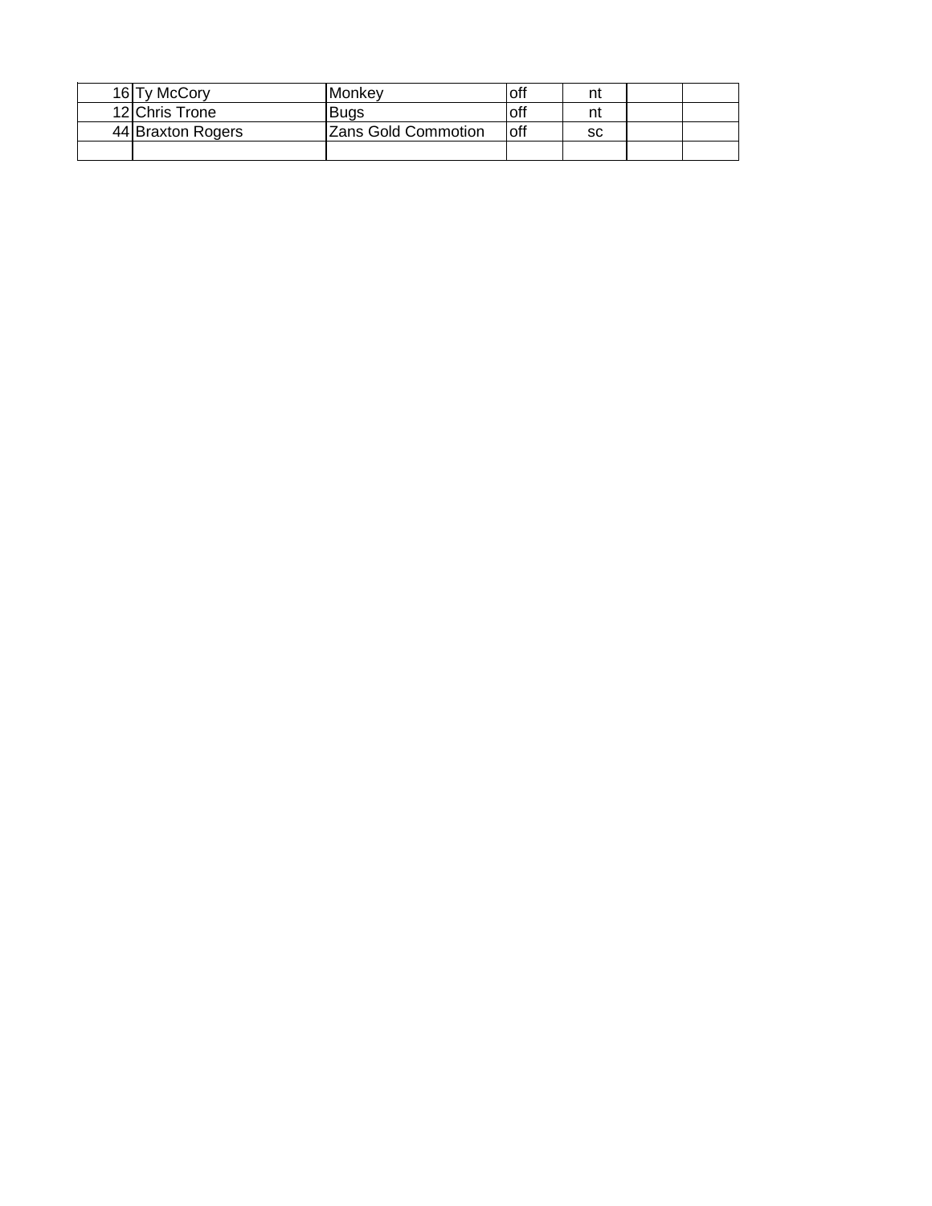| | | | | | | |
|---|---|---|---|---|---|---|
| 16 | Ty McCory | Monkey | off | nt | | |
| 12 | Chris Trone | Bugs | off | nt | | |
| 44 | Braxton Rogers | Zans Gold Commotion | off | sc | | |
| | | | | | | |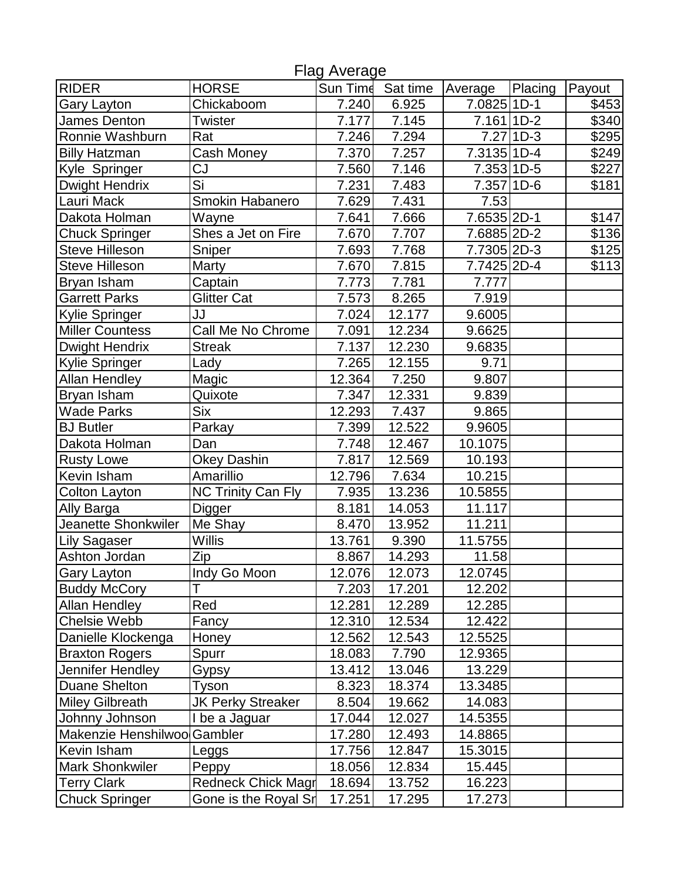# Flag Average

| RIDER | HORSE | Sun Time | Sat time | Average | Placing | Payout |
|---|---|---|---|---|---|---|
| Gary Layton | Chickaboom | 7.240 | 6.925 | 7.0825 | 1D-1 | $453 |
| James Denton | Twister | 7.177 | 7.145 | 7.161 | 1D-2 | $340 |
| Ronnie Washburn | Rat | 7.246 | 7.294 | 7.27 | 1D-3 | $295 |
| Billy Hatzman | Cash Money | 7.370 | 7.257 | 7.3135 | 1D-4 | $249 |
| Kyle Springer | CJ | 7.560 | 7.146 | 7.353 | 1D-5 | $227 |
| Dwight Hendrix | Si | 7.231 | 7.483 | 7.357 | 1D-6 | $181 |
| Lauri Mack | Smokin Habanero | 7.629 | 7.431 | 7.53 | | |
| Dakota Holman | Wayne | 7.641 | 7.666 | 7.6535 | 2D-1 | $147 |
| Chuck Springer | Shes a Jet on Fire | 7.670 | 7.707 | 7.6885 | 2D-2 | $136 |
| Steve Hilleson | Sniper | 7.693 | 7.768 | 7.7305 | 2D-3 | $125 |
| Steve Hilleson | Marty | 7.670 | 7.815 | 7.7425 | 2D-4 | $113 |
| Bryan Isham | Captain | 7.773 | 7.781 | 7.777 | | |
| Garrett Parks | Glitter Cat | 7.573 | 8.265 | 7.919 | | |
| Kylie Springer | JJ | 7.024 | 12.177 | 9.6005 | | |
| Miller Countess | Call Me No Chrome | 7.091 | 12.234 | 9.6625 | | |
| Dwight Hendrix | Streak | 7.137 | 12.230 | 9.6835 | | |
| Kylie Springer | Lady | 7.265 | 12.155 | 9.71 | | |
| Allan Hendley | Magic | 12.364 | 7.250 | 9.807 | | |
| Bryan Isham | Quixote | 7.347 | 12.331 | 9.839 | | |
| Wade Parks | Six | 12.293 | 7.437 | 9.865 | | |
| BJ Butler | Parkay | 7.399 | 12.522 | 9.9605 | | |
| Dakota Holman | Dan | 7.748 | 12.467 | 10.1075 | | |
| Rusty Lowe | Okey Dashin | 7.817 | 12.569 | 10.193 | | |
| Kevin Isham | Amarillio | 12.796 | 7.634 | 10.215 | | |
| Colton Layton | NC Trinity Can Fly | 7.935 | 13.236 | 10.5855 | | |
| Ally Barga | Digger | 8.181 | 14.053 | 11.117 | | |
| Jeanette Shonkwiler | Me Shay | 8.470 | 13.952 | 11.211 | | |
| Lily Sagaser | Willis | 13.761 | 9.390 | 11.5755 | | |
| Ashton Jordan | Zip | 8.867 | 14.293 | 11.58 | | |
| Gary Layton | Indy Go Moon | 12.076 | 12.073 | 12.0745 | | |
| Buddy McCory | T | 7.203 | 17.201 | 12.202 | | |
| Allan Hendley | Red | 12.281 | 12.289 | 12.285 | | |
| Chelsie Webb | Fancy | 12.310 | 12.534 | 12.422 | | |
| Danielle Klockenga | Honey | 12.562 | 12.543 | 12.5525 | | |
| Braxton Rogers | Spurr | 18.083 | 7.790 | 12.9365 | | |
| Jennifer Hendley | Gypsy | 13.412 | 13.046 | 13.229 | | |
| Duane Shelton | Tyson | 8.323 | 18.374 | 13.3485 | | |
| Miley Gilbreath | JK Perky Streaker | 8.504 | 19.662 | 14.083 | | |
| Johnny Johnson | I be a Jaguar | 17.044 | 12.027 | 14.5355 | | |
| Makenzie Henshilwoo | Gambler | 17.280 | 12.493 | 14.8865 | | |
| Kevin Isham | Leggs | 17.756 | 12.847 | 15.3015 | | |
| Mark Shonkwiler | Peppy | 18.056 | 12.834 | 15.445 | | |
| Terry Clark | Redneck Chick Magr | 18.694 | 13.752 | 16.223 | | |
| Chuck Springer | Gone is the Royal Sr | 17.251 | 17.295 | 17.273 | | |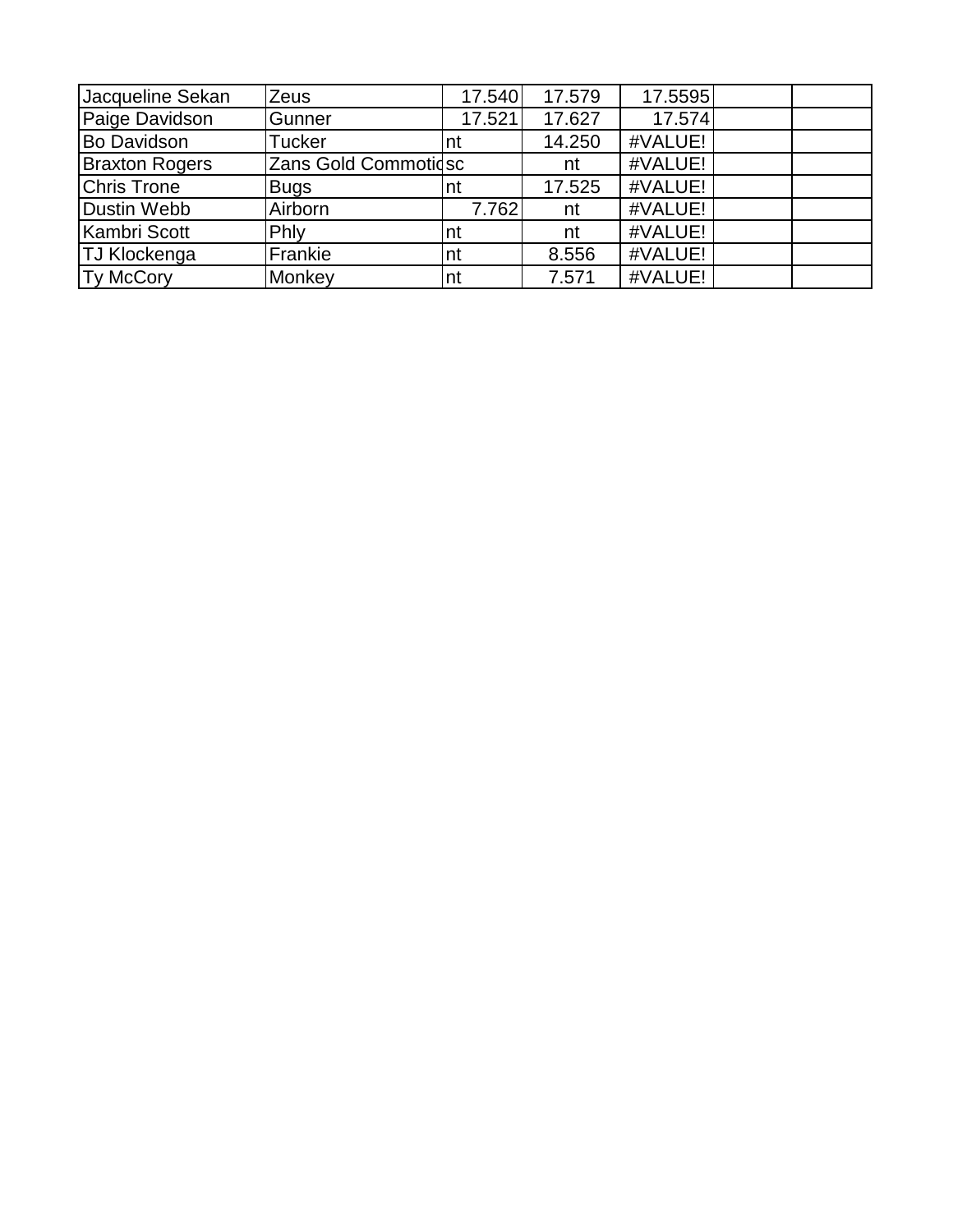| | | | | | | |
|---|---|---|---|---|---|---|
| Jacqueline Sekan | Zeus | 17.540 | 17.579 | 17.5595 | | |
| Paige Davidson | Gunner | 17.521 | 17.627 | 17.574 | | |
| Bo Davidson | Tucker | nt | 14.250 | #VALUE! | | |
| Braxton Rogers | Zans Gold Commotio | sc | nt | #VALUE! | | |
| Chris Trone | Bugs | nt | 17.525 | #VALUE! | | |
| Dustin Webb | Airborn | 7.762 | nt | #VALUE! | | |
| Kambri Scott | Phly | nt | nt | #VALUE! | | |
| TJ Klockenga | Frankie | nt | 8.556 | #VALUE! | | |
| Ty McCory | Monkey | nt | 7.571 | #VALUE! | | |